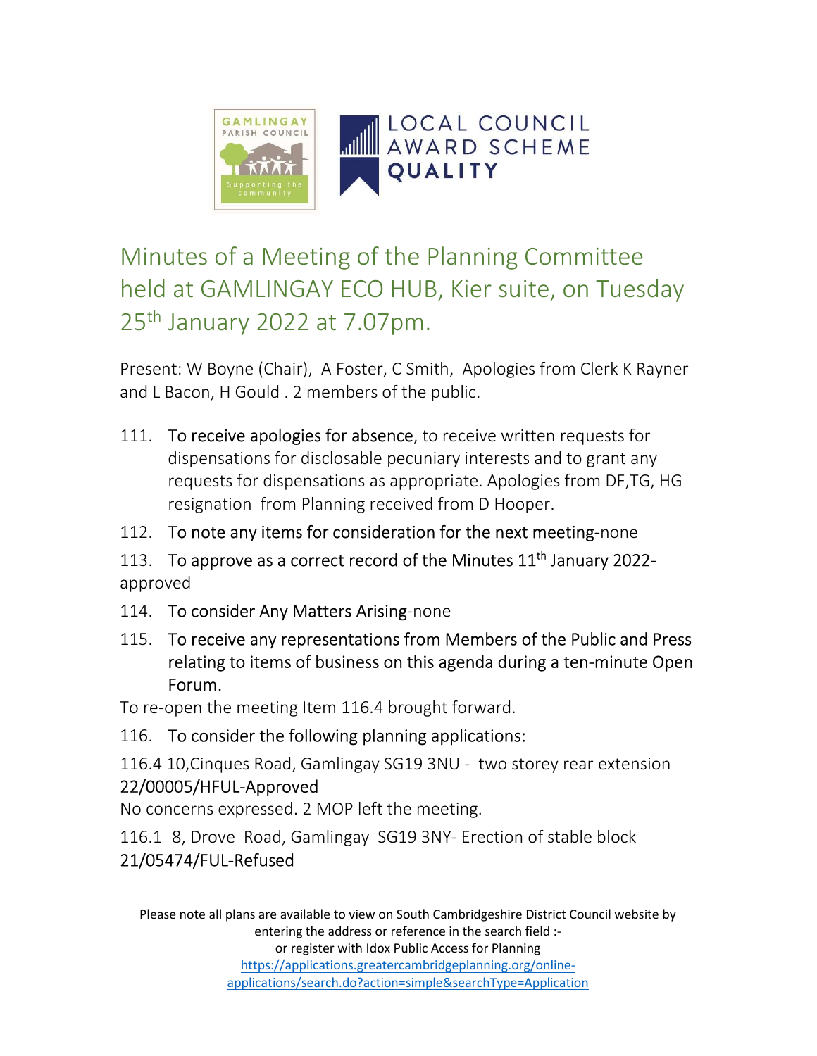GAMLINGAY PARISH COUNCIL — Supporting the community

LOCAL COUNCIL AWARD SCHEME **QUALITY**

# Minutes of a Meeting of the Planning Committee held at GAMLINGAY ECO HUB, Kier suite, on Tuesday 25th January 2022 at 7.07pm.

Present: W Boyne (Chair), A Foster, C Smith, Apologies from Clerk K Rayner and L Bacon, H Gould . 2 members of the public.

111. To receive apologies for absence, to receive written requests for dispensations for disclosable pecuniary interests and to grant any requests for dispensations as appropriate. Apologies from DF,TG, HG resignation from Planning received from D Hooper.
112. To note any items for consideration for the next meeting-none
113. To approve as a correct record of the Minutes 11th January 2022-approved
114. To consider Any Matters Arising-none
115. To receive any representations from Members of the Public and Press relating to items of business on this agenda during a ten-minute Open Forum.

To re-open the meeting Item 116.4 brought forward.

116. To consider the following planning applications:

116.4 10,Cinques Road, Gamlingay SG19 3NU - two storey rear extension 22/00005/HFUL-Approved

No concerns expressed. 2 MOP left the meeting.

116.1 8, Drove Road, Gamlingay SG19 3NY- Erection of stable block 21/05474/FUL-Refused

Please note all plans are available to view on South Cambridgeshire District Council website by entering the address or reference in the search field :-
or register with Idox Public Access for Planning
https://applications.greatercambridgeplanning.org/online-applications/search.do?action=simple&searchType=Application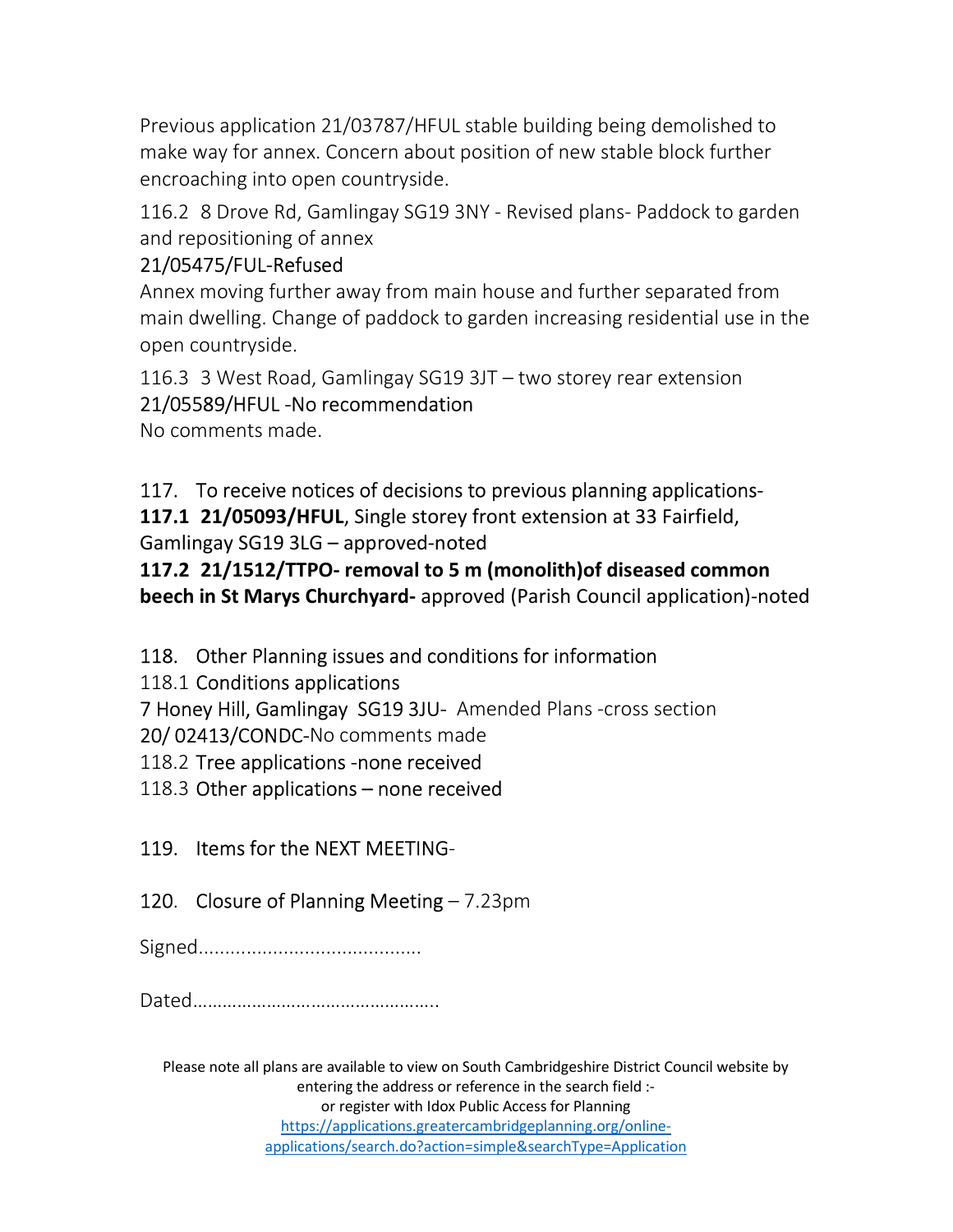Previous application 21/03787/HFUL stable building being demolished to make way for annex. Concern about position of new stable block further encroaching into open countryside.

116.2 8 Drove Rd, Gamlingay SG19 3NY - Revised plans- Paddock to garden and repositioning of annex
21/05475/FUL-Refused
Annex moving further away from main house and further separated from main dwelling. Change of paddock to garden increasing residential use in the open countryside.

116.3 3 West Road, Gamlingay SG19 3JT – two storey rear extension
21/05589/HFUL -No recommendation
No comments made.

117. To receive notices of decisions to previous planning applications-
**117.1 21/05093/HFUL**, Single storey front extension at 33 Fairfield, Gamlingay SG19 3LG – approved-noted
**117.2 21/1512/TTPO- removal to 5 m (monolith)of diseased common beech in St Marys Churchyard-** approved (Parish Council application)-noted

118. Other Planning issues and conditions for information
118.1 Conditions applications
7 Honey Hill, Gamlingay SG19 3JU- Amended Plans -cross section
20/ 02413/CONDC-No comments made
118.2 Tree applications -none received
118.3 Other applications – none received

119. Items for the NEXT MEETING-

120. Closure of Planning Meeting – 7.23pm

Signed.........................................

Dated…………………………………………..

Please note all plans are available to view on South Cambridgeshire District Council website by entering the address or reference in the search field :-
or register with Idox Public Access for Planning
https://applications.greatercambridgeplanning.org/online-applications/search.do?action=simple&searchType=Application